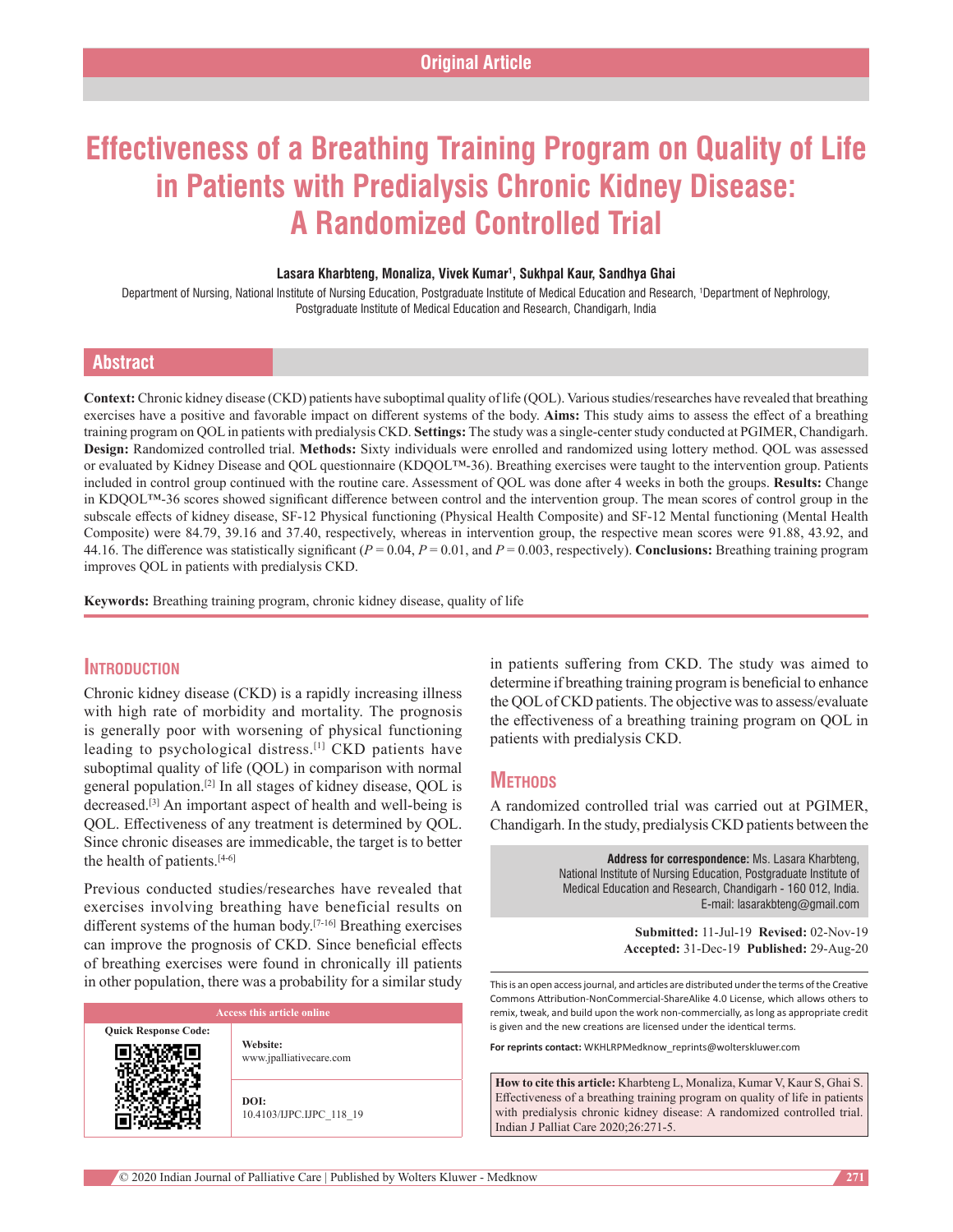Original Article

# Effectiveness of a Breathing Training Program on Quality of Life in Patients with Predialysis Chronic Kidney Disease: A Randomized Controlled Trial

**Lasara Kharbteng, Monaliza, Vivek Kumar[1], Sukhpal Kaur, Sandhya Ghai**

Department of Nursing, National Institute of Nursing Education, Postgraduate Institute of Medical Education and Research, [1]Department of Nephrology, Postgraduate Institute of Medical Education and Research, Chandigarh, India

## Abstract

**Context:** Chronic kidney disease (CKD) patients have suboptimal quality of life (QOL). Various studies/researches have revealed that breathing exercises have a positive and favorable impact on different systems of the body. **Aims:** This study aims to assess the effect of a breathing training program on QOL in patients with predialysis CKD. **Settings:** The study was a single-center study conducted at PGIMER, Chandigarh. **Design:** Randomized controlled trial. **Methods:** Sixty individuals were enrolled and randomized using lottery method. QOL was assessed or evaluated by Kidney Disease and QOL questionnaire (KDQOL™-36). Breathing exercises were taught to the intervention group. Patients included in control group continued with the routine care. Assessment of QOL was done after 4 weeks in both the groups. **Results:** Change in KDQOL™-36 scores showed significant difference between control and the intervention group. The mean scores of control group in the subscale effects of kidney disease, SF-12 Physical functioning (Physical Health Composite) and SF-12 Mental functioning (Mental Health Composite) were 84.79, 39.16 and 37.40, respectively, whereas in intervention group, the respective mean scores were 91.88, 43.92, and 44.16. The difference was statistically significant ($P = 0.04$, $P = 0.01$, and $P = 0.003$, respectively). **Conclusions:** Breathing training program improves QOL in patients with predialysis CKD.

**Keywords:** Breathing training program, chronic kidney disease, quality of life

## Introduction

Chronic kidney disease (CKD) is a rapidly increasing illness with high rate of morbidity and mortality. The prognosis is generally poor with worsening of physical functioning leading to psychological distress.[1] CKD patients have suboptimal quality of life (QOL) in comparison with normal general population.[2] In all stages of kidney disease, QOL is decreased.[3] An important aspect of health and well-being is QOL. Effectiveness of any treatment is determined by QOL. Since chronic diseases are immedicable, the target is to better the health of patients.[4-6]

Previous conducted studies/researches have revealed that exercises involving breathing have beneficial results on different systems of the human body.[7-16] Breathing exercises can improve the prognosis of CKD. Since beneficial effects of breathing exercises were found in chronically ill patients in other population, there was a probability for a similar study in patients suffering from CKD. The study was aimed to determine if breathing training program is beneficial to enhance the QOL of CKD patients. The objective was to assess/evaluate the effectiveness of a breathing training program on QOL in patients with predialysis CKD.

## Methods

A randomized controlled trial was carried out at PGIMER, Chandigarh. In the study, predialysis CKD patients between the

**Address for correspondence:** Ms. Lasara Kharbteng, National Institute of Nursing Education, Postgraduate Institute of Medical Education and Research, Chandigarh - 160 012, India. E-mail: lasarakbteng@gmail.com

**Submitted:** 11-Jul-19 **Revised:** 02-Nov-19 **Accepted:** 31-Dec-19 **Published:** 29-Aug-20

| Access this article online | |
|---|---|
| Quick Response Code: | **Website:** www.jpalliativecare.com |
| | **DOI:** 10.4103/IJPC.IJPC_118_19 |

This is an open access journal, and articles are distributed under the terms of the Creative Commons Attribution-NonCommercial-ShareAlike 4.0 License, which allows others to remix, tweak, and build upon the work non-commercially, as long as appropriate credit is given and the new creations are licensed under the identical terms.

**For reprints contact:** WKHLRPMedknow_reprints@wolterskluwer.com

**How to cite this article:** Kharbteng L, Monaliza, Kumar V, Kaur S, Ghai S. Effectiveness of a breathing training program on quality of life in patients with predialysis chronic kidney disease: A randomized controlled trial. Indian J Palliat Care 2020;26:271-5.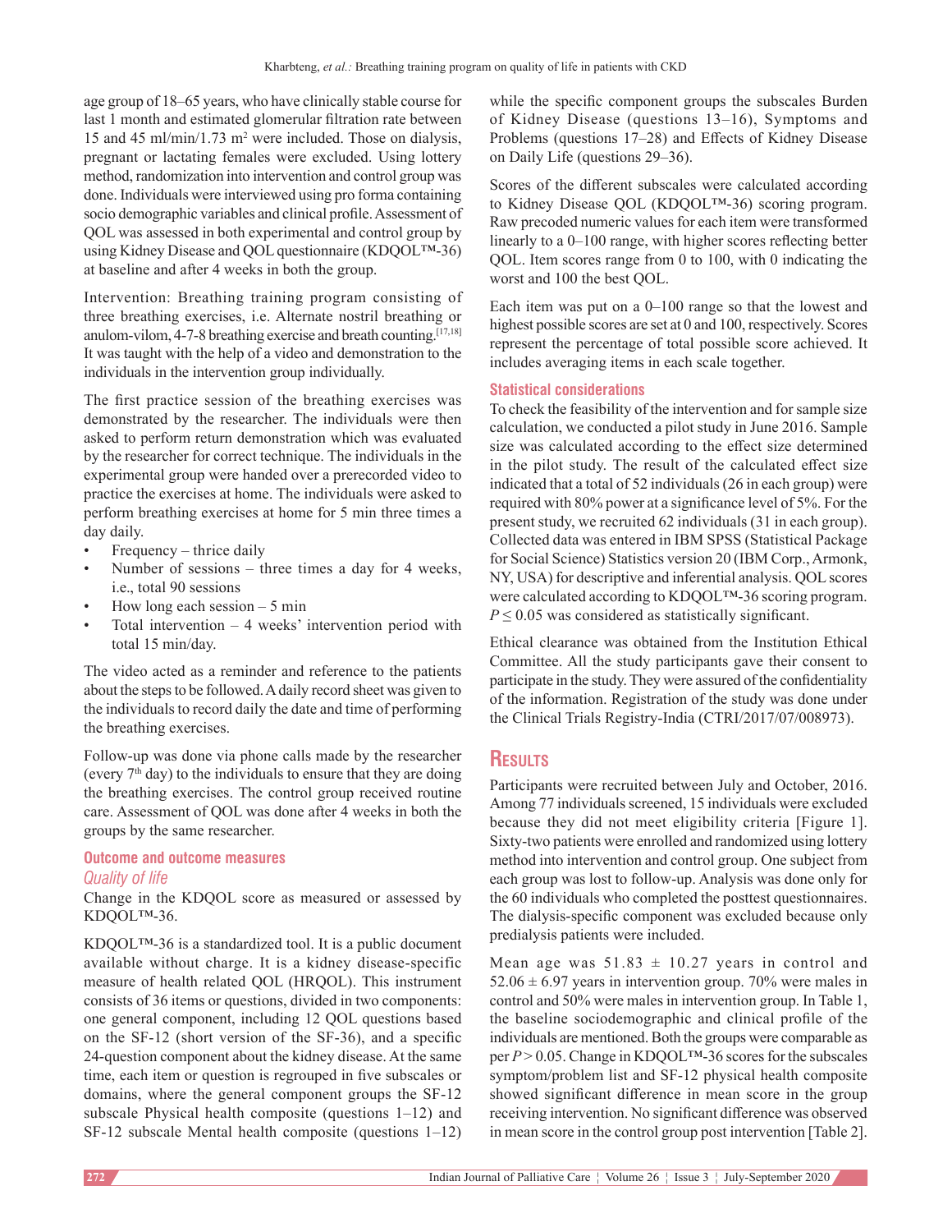age group of 18–65 years, who have clinically stable course for last 1 month and estimated glomerular filtration rate between 15 and 45 ml/min/1.73 m$^2$ were included. Those on dialysis, pregnant or lactating females were excluded. Using lottery method, randomization into intervention and control group was done. Individuals were interviewed using pro forma containing socio demographic variables and clinical profile. Assessment of QOL was assessed in both experimental and control group by using Kidney Disease and QOL questionnaire (KDQOL™-36) at baseline and after 4 weeks in both the group.

Intervention: Breathing training program consisting of three breathing exercises, i.e. Alternate nostril breathing or anulom-vilom, 4-7-8 breathing exercise and breath counting.[17,18] It was taught with the help of a video and demonstration to the individuals in the intervention group individually.

The first practice session of the breathing exercises was demonstrated by the researcher. The individuals were then asked to perform return demonstration which was evaluated by the researcher for correct technique. The individuals in the experimental group were handed over a prerecorded video to practice the exercises at home. The individuals were asked to perform breathing exercises at home for 5 min three times a day daily.

- Frequency – thrice daily
- Number of sessions – three times a day for 4 weeks, i.e., total 90 sessions
- How long each session – 5 min
- Total intervention – 4 weeks' intervention period with total 15 min/day.

The video acted as a reminder and reference to the patients about the steps to be followed. A daily record sheet was given to the individuals to record daily the date and time of performing the breathing exercises.

Follow-up was done via phone calls made by the researcher (every 7th day) to the individuals to ensure that they are doing the breathing exercises. The control group received routine care. Assessment of QOL was done after 4 weeks in both the groups by the same researcher.

### Outcome and outcome measures

#### *Quality of life*

Change in the KDQOL score as measured or assessed by KDQOL™-36.

KDQOL™-36 is a standardized tool. It is a public document available without charge. It is a kidney disease-specific measure of health related QOL (HRQOL). This instrument consists of 36 items or questions, divided in two components: one general component, including 12 QOL questions based on the SF-12 (short version of the SF-36), and a specific 24-question component about the kidney disease. At the same time, each item or question is regrouped in five subscales or domains, where the general component groups the SF-12 subscale Physical health composite (questions 1–12) and SF-12 subscale Mental health composite (questions 1–12) while the specific component groups the subscales Burden of Kidney Disease (questions 13–16), Symptoms and Problems (questions 17–28) and Effects of Kidney Disease on Daily Life (questions 29–36).

Scores of the different subscales were calculated according to Kidney Disease QOL (KDQOL™-36) scoring program. Raw precoded numeric values for each item were transformed linearly to a 0–100 range, with higher scores reflecting better QOL. Item scores range from 0 to 100, with 0 indicating the worst and 100 the best QOL.

Each item was put on a 0–100 range so that the lowest and highest possible scores are set at 0 and 100, respectively. Scores represent the percentage of total possible score achieved. It includes averaging items in each scale together.

### Statistical considerations

To check the feasibility of the intervention and for sample size calculation, we conducted a pilot study in June 2016. Sample size was calculated according to the effect size determined in the pilot study. The result of the calculated effect size indicated that a total of 52 individuals (26 in each group) were required with 80% power at a significance level of 5%. For the present study, we recruited 62 individuals (31 in each group). Collected data was entered in IBM SPSS (Statistical Package for Social Science) Statistics version 20 (IBM Corp., Armonk, NY, USA) for descriptive and inferential analysis. QOL scores were calculated according to KDQOL™-36 scoring program. $P \leq 0.05$ was considered as statistically significant.

Ethical clearance was obtained from the Institution Ethical Committee. All the study participants gave their consent to participate in the study. They were assured of the confidentiality of the information. Registration of the study was done under the Clinical Trials Registry-India (CTRI/2017/07/008973).

## Results

Participants were recruited between July and October, 2016. Among 77 individuals screened, 15 individuals were excluded because they did not meet eligibility criteria [Figure 1]. Sixty-two patients were enrolled and randomized using lottery method into intervention and control group. One subject from each group was lost to follow-up. Analysis was done only for the 60 individuals who completed the posttest questionnaires. The dialysis-specific component was excluded because only predialysis patients were included.

Mean age was 51.83 ± 10.27 years in control and 52.06 ± 6.97 years in intervention group. 70% were males in control and 50% were males in intervention group. In Table 1, the baseline sociodemographic and clinical profile of the individuals are mentioned. Both the groups were comparable as per $P > 0.05$. Change in KDQOL™-36 scores for the subscales symptom/problem list and SF-12 physical health composite showed significant difference in mean score in the group receiving intervention. No significant difference was observed in mean score in the control group post intervention [Table 2].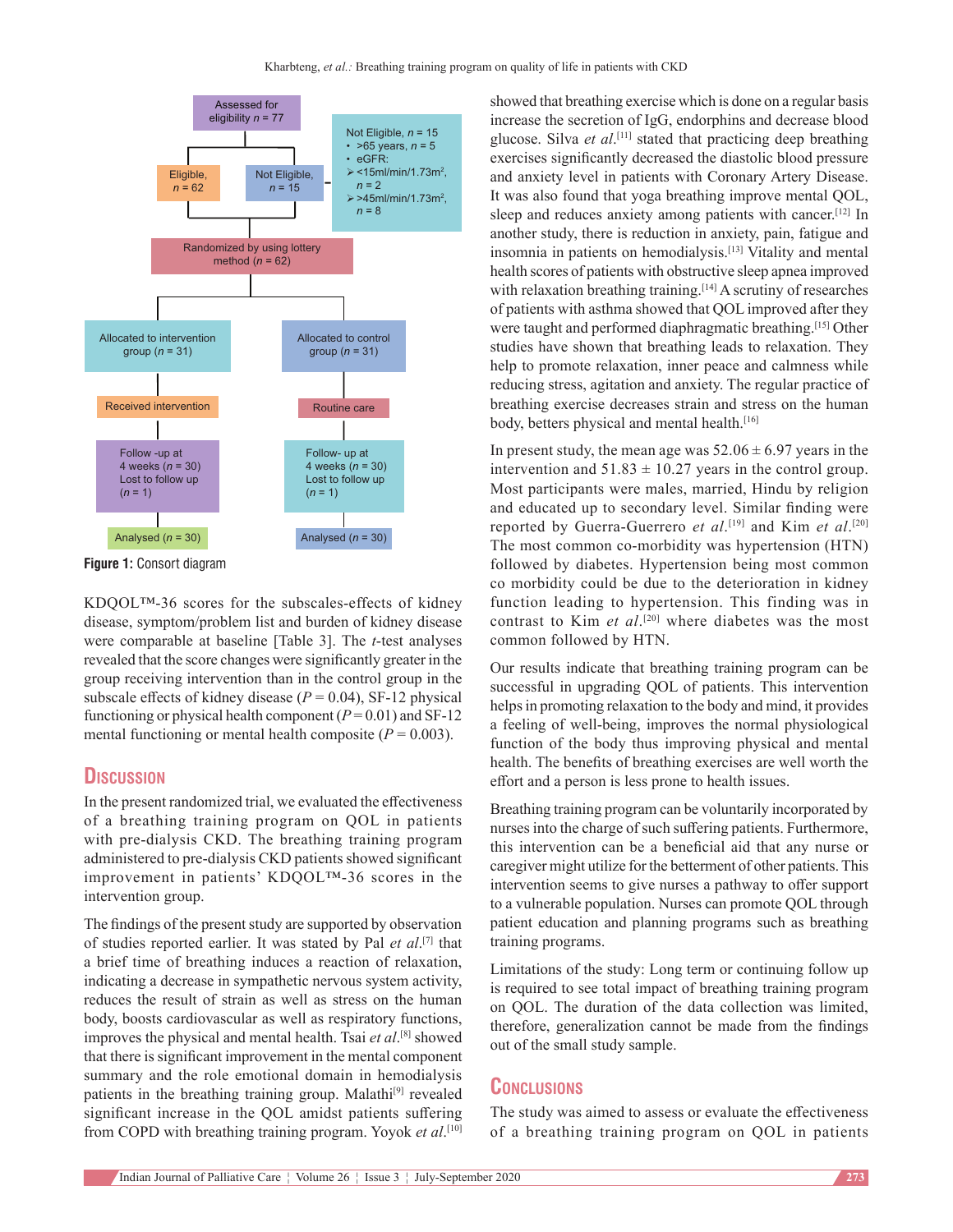Assessed for eligibility $n$ = 77

Eligible, $n$ = 62

Not Eligible, $n$ = 15

Not Eligible, $n$ = 15
- >65 years, $n$ = 5
- eGFR:
  - <15ml/min/1.73m², $n$ = 2
  - >45ml/min/1.73m², $n$ = 8

Randomized by using lottery method ($n$ = 62)

| Allocated to intervention group ($n$ = 31) | Allocated to control group ($n$ = 31) |
| --- | --- |
| Received intervention | Routine care |
| Follow -up at 4 weeks ($n$ = 30) Lost to follow up ($n$ = 1) | Follow- up at 4 weeks ($n$ = 30) Lost to follow up ($n$ = 1) |
| Analysed ($n$ = 30) | Analysed ($n$ = 30) |

**Figure 1:** Consort diagram

KDQOL™-36 scores for the subscales-effects of kidney disease, symptom/problem list and burden of kidney disease were comparable at baseline [Table 3]. The *t*-test analyses revealed that the score changes were significantly greater in the group receiving intervention than in the control group in the subscale effects of kidney disease ($P$ = 0.04), SF-12 physical functioning or physical health component ($P$ = 0.01) and SF-12 mental functioning or mental health composite ($P$ = 0.003).

## Discussion

In the present randomized trial, we evaluated the effectiveness of a breathing training program on QOL in patients with pre-dialysis CKD. The breathing training program administered to pre-dialysis CKD patients showed significant improvement in patients' KDQOL™-36 scores in the intervention group.

The findings of the present study are supported by observation of studies reported earlier. It was stated by Pal *et al.*[7] that a brief time of breathing induces a reaction of relaxation, indicating a decrease in sympathetic nervous system activity, reduces the result of strain as well as stress on the human body, boosts cardiovascular as well as respiratory functions, improves the physical and mental health. Tsai *et al.*[8] showed that there is significant improvement in the mental component summary and the role emotional domain in hemodialysis patients in the breathing training group. Malathi[9] revealed significant increase in the QOL amidst patients suffering from COPD with breathing training program. Yoyok *et al.*[10] showed that breathing exercise which is done on a regular basis increase the secretion of IgG, endorphins and decrease blood glucose. Silva *et al.*[11] stated that practicing deep breathing exercises significantly decreased the diastolic blood pressure and anxiety level in patients with Coronary Artery Disease. It was also found that yoga breathing improve mental QOL, sleep and reduces anxiety among patients with cancer.[12] In another study, there is reduction in anxiety, pain, fatigue and insomnia in patients on hemodialysis.[13] Vitality and mental health scores of patients with obstructive sleep apnea improved with relaxation breathing training.[14] A scrutiny of researches of patients with asthma showed that QOL improved after they were taught and performed diaphragmatic breathing.[15] Other studies have shown that breathing leads to relaxation. They help to promote relaxation, inner peace and calmness while reducing stress, agitation and anxiety. The regular practice of breathing exercise decreases strain and stress on the human body, betters physical and mental health.[16]

In present study, the mean age was 52.06 ± 6.97 years in the intervention and 51.83 ± 10.27 years in the control group. Most participants were males, married, Hindu by religion and educated up to secondary level. Similar finding were reported by Guerra-Guerrero *et al.*[19] and Kim *et al.*[20] The most common co-morbidity was hypertension (HTN) followed by diabetes. Hypertension being most common co morbidity could be due to the deterioration in kidney function leading to hypertension. This finding was in contrast to Kim *et al.*[20] where diabetes was the most common followed by HTN.

Our results indicate that breathing training program can be successful in upgrading QOL of patients. This intervention helps in promoting relaxation to the body and mind, it provides a feeling of well-being, improves the normal physiological function of the body thus improving physical and mental health. The benefits of breathing exercises are well worth the effort and a person is less prone to health issues.

Breathing training program can be voluntarily incorporated by nurses into the charge of such suffering patients. Furthermore, this intervention can be a beneficial aid that any nurse or caregiver might utilize for the betterment of other patients. This intervention seems to give nurses a pathway to offer support to a vulnerable population. Nurses can promote QOL through patient education and planning programs such as breathing training programs.

Limitations of the study: Long term or continuing follow up is required to see total impact of breathing training program on QOL. The duration of the data collection was limited, therefore, generalization cannot be made from the findings out of the small study sample.

## Conclusions

The study was aimed to assess or evaluate the effectiveness of a breathing training program on QOL in patients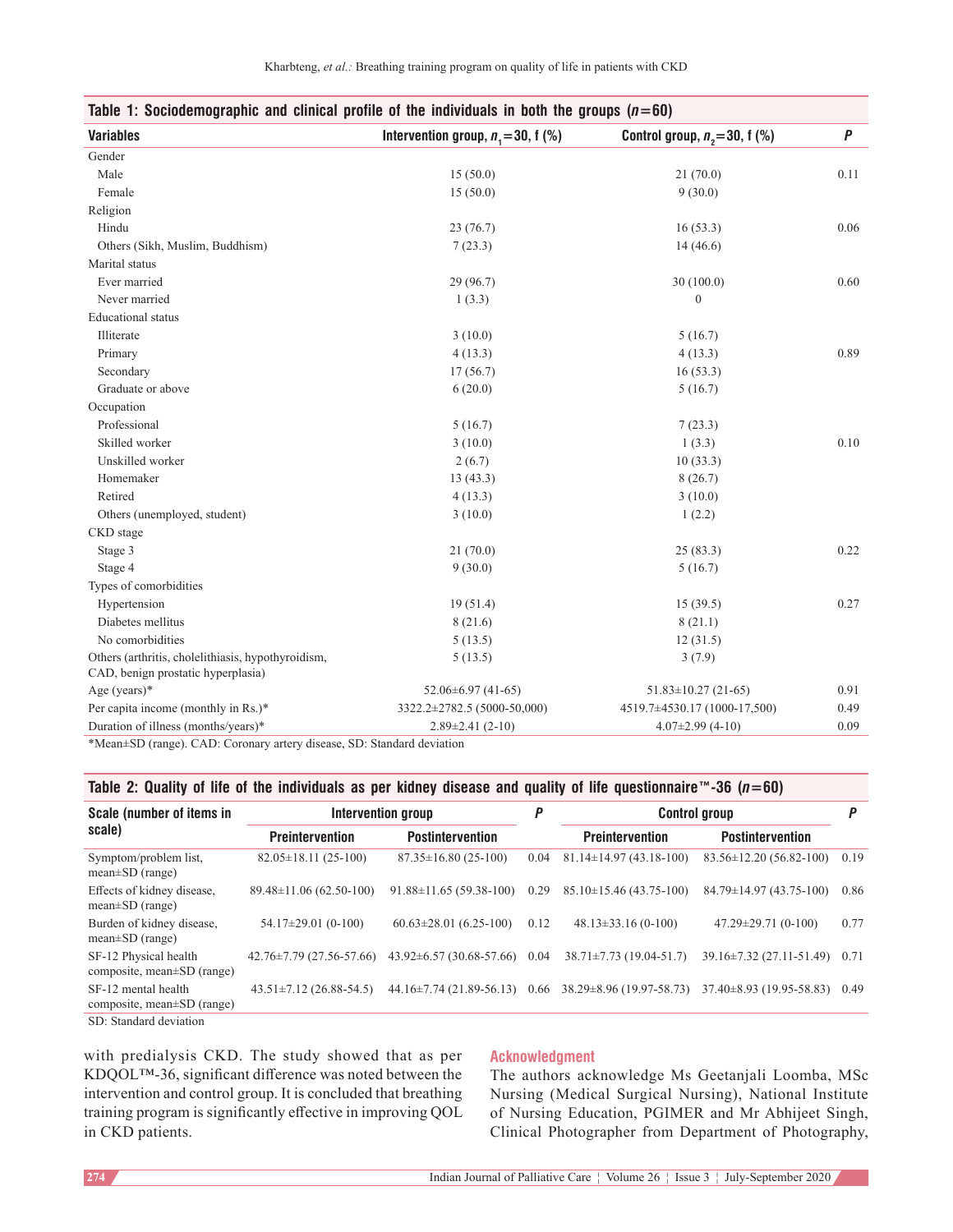**Table 1: Sociodemographic and clinical profile of the individuals in both the groups ($n$=60)**

| Variables | Intervention group, $n_1$=30, f (%) | Control group, $n_2$=30, f (%) | $P$ |
|---|---|---|---|
| Gender | | | |
| Male | 15 (50.0) | 21 (70.0) | 0.11 |
| Female | 15 (50.0) | 9 (30.0) | |
| Religion | | | |
| Hindu | 23 (76.7) | 16 (53.3) | 0.06 |
| Others (Sikh, Muslim, Buddhism) | 7 (23.3) | 14 (46.6) | |
| Marital status | | | |
| Ever married | 29 (96.7) | 30 (100.0) | 0.60 |
| Never married | 1 (3.3) | 0 | |
| Educational status | | | |
| Illiterate | 3 (10.0) | 5 (16.7) | |
| Primary | 4 (13.3) | 4 (13.3) | 0.89 |
| Secondary | 17 (56.7) | 16 (53.3) | |
| Graduate or above | 6 (20.0) | 5 (16.7) | |
| Occupation | | | |
| Professional | 5 (16.7) | 7 (23.3) | |
| Skilled worker | 3 (10.0) | 1 (3.3) | 0.10 |
| Unskilled worker | 2 (6.7) | 10 (33.3) | |
| Homemaker | 13 (43.3) | 8 (26.7) | |
| Retired | 4 (13.3) | 3 (10.0) | |
| Others (unemployed, student) | 3 (10.0) | 1 (2.2) | |
| CKD stage | | | |
| Stage 3 | 21 (70.0) | 25 (83.3) | 0.22 |
| Stage 4 | 9 (30.0) | 5 (16.7) | |
| Types of comorbidities | | | |
| Hypertension | 19 (51.4) | 15 (39.5) | 0.27 |
| Diabetes mellitus | 8 (21.6) | 8 (21.1) | |
| No comorbidities | 5 (13.5) | 12 (31.5) | |
| Others (arthritis, cholelithiasis, hypothyroidism, CAD, benign prostatic hyperplasia) | 5 (13.5) | 3 (7.9) | |
| Age (years)* | 52.06±6.97 (41-65) | 51.83±10.27 (21-65) | 0.91 |
| Per capita income (monthly in Rs.)* | 3322.2±2782.5 (5000-50,000) | 4519.7±4530.17 (1000-17,500) | 0.49 |
| Duration of illness (months/years)* | 2.89±2.41 (2-10) | 4.07±2.99 (4-10) | 0.09 |

*Mean±SD (range). CAD: Coronary artery disease, SD: Standard deviation

**Table 2: Quality of life of the individuals as per kidney disease and quality of life questionnaire™-36 ($n$=60)**

| Scale (number of items in scale) | Intervention group | | $P$ | Control group | | $P$ |
|---|---|---|---|---|---|---|
| | Preintervention | Postintervention | | Preintervention | Postintervention | |
| Symptom/problem list, mean±SD (range) | 82.05±18.11 (25-100) | 87.35±16.80 (25-100) | 0.04 | 81.14±14.97 (43.18-100) | 83.56±12.20 (56.82-100) | 0.19 |
| Effects of kidney disease, mean±SD (range) | 89.48±11.06 (62.50-100) | 91.88±11.65 (59.38-100) | 0.29 | 85.10±15.46 (43.75-100) | 84.79±14.97 (43.75-100) | 0.86 |
| Burden of kidney disease, mean±SD (range) | 54.17±29.01 (0-100) | 60.63±28.01 (6.25-100) | 0.12 | 48.13±33.16 (0-100) | 47.29±29.71 (0-100) | 0.77 |
| SF-12 Physical health composite, mean±SD (range) | 42.76±7.79 (27.56-57.66) | 43.92±6.57 (30.68-57.66) | 0.04 | 38.71±7.73 (19.04-51.7) | 39.16±7.32 (27.11-51.49) | 0.71 |
| SF-12 mental health composite, mean±SD (range) | 43.51±7.12 (26.88-54.5) | 44.16±7.74 (21.89-56.13) | 0.66 | 38.29±8.96 (19.97-58.73) | 37.40±8.93 (19.95-58.83) | 0.49 |

SD: Standard deviation

with predialysis CKD. The study showed that as per KDQOL™-36, significant difference was noted between the intervention and control group. It is concluded that breathing training program is significantly effective in improving QOL in CKD patients.

## Acknowledgment

The authors acknowledge Ms Geetanjali Loomba, MSc Nursing (Medical Surgical Nursing), National Institute of Nursing Education, PGIMER and Mr Abhijeet Singh, Clinical Photographer from Department of Photography,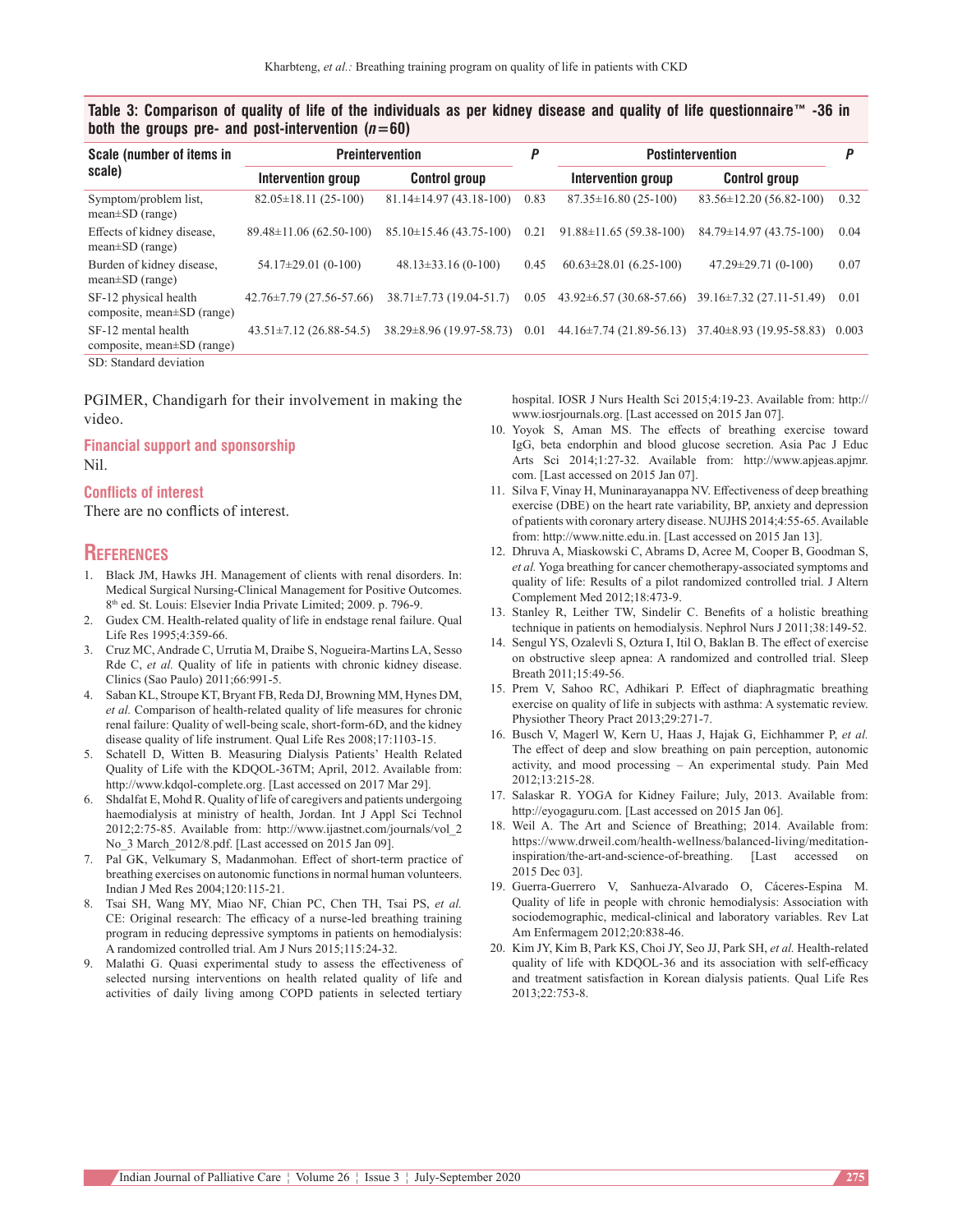**Table 3: Comparison of quality of life of the individuals as per kidney disease and quality of life questionnaire™ -36 in both the groups pre- and post-intervention (*n*=60)**

| Scale (number of items in scale) | Preintervention | | *P* | Postintervention | | *P* |
|---|---|---|---|---|---|---|
| | Intervention group | Control group | | Intervention group | Control group | |
| Symptom/problem list, mean±SD (range) | 82.05±18.11 (25-100) | 81.14±14.97 (43.18-100) | 0.83 | 87.35±16.80 (25-100) | 83.56±12.20 (56.82-100) | 0.32 |
| Effects of kidney disease, mean±SD (range) | 89.48±11.06 (62.50-100) | 85.10±15.46 (43.75-100) | 0.21 | 91.88±11.65 (59.38-100) | 84.79±14.97 (43.75-100) | 0.04 |
| Burden of kidney disease, mean±SD (range) | 54.17±29.01 (0-100) | 48.13±33.16 (0-100) | 0.45 | 60.63±28.01 (6.25-100) | 47.29±29.71 (0-100) | 0.07 |
| SF-12 physical health composite, mean±SD (range) | 42.76±7.79 (27.56-57.66) | 38.71±7.73 (19.04-51.7) | 0.05 | 43.92±6.57 (30.68-57.66) | 39.16±7.32 (27.11-51.49) | 0.01 |
| SF-12 mental health composite, mean±SD (range) | 43.51±7.12 (26.88-54.5) | 38.29±8.96 (19.97-58.73) | 0.01 | 44.16±7.74 (21.89-56.13) | 37.40±8.93 (19.95-58.83) | 0.003 |

SD: Standard deviation

PGIMER, Chandigarh for their involvement in making the video.

### Financial support and sponsorship

Nil.

### Conflicts of interest

There are no conflicts of interest.

## References

1. Black JM, Hawks JH. Management of clients with renal disorders. In: Medical Surgical Nursing-Clinical Management for Positive Outcomes. 8th ed. St. Louis: Elsevier India Private Limited; 2009. p. 796-9.
2. Gudex CM. Health-related quality of life in endstage renal failure. Qual Life Res 1995;4:359-66.
3. Cruz MC, Andrade C, Urrutia M, Draibe S, Nogueira-Martins LA, Sesso Rde C, *et al.* Quality of life in patients with chronic kidney disease. Clinics (Sao Paulo) 2011;66:991-5.
4. Saban KL, Stroupe KT, Bryant FB, Reda DJ, Browning MM, Hynes DM, *et al.* Comparison of health-related quality of life measures for chronic renal failure: Quality of well-being scale, short-form-6D, and the kidney disease quality of life instrument. Qual Life Res 2008;17:1103-15.
5. Schatell D, Witten B. Measuring Dialysis Patients' Health Related Quality of Life with the KDQOL-36TM; April, 2012. Available from: http://www.kdqol-complete.org. [Last accessed on 2017 Mar 29].
6. Shdalfat E, Mohd R. Quality of life of caregivers and patients undergoing haemodialysis at ministry of health, Jordan. Int J Appl Sci Technol 2012;2:75-85. Available from: http://www.ijastnet.com/journals/vol_2 No_3 March_2012/8.pdf. [Last accessed on 2015 Jan 09].
7. Pal GK, Velkumary S, Madanmohan. Effect of short-term practice of breathing exercises on autonomic functions in normal human volunteers. Indian J Med Res 2004;120:115-21.
8. Tsai SH, Wang MY, Miao NF, Chian PC, Chen TH, Tsai PS, *et al.* CE: Original research: The efficacy of a nurse-led breathing training program in reducing depressive symptoms in patients on hemodialysis: A randomized controlled trial. Am J Nurs 2015;115:24-32.
9. Malathi G. Quasi experimental study to assess the effectiveness of selected nursing interventions on health related quality of life and activities of daily living among COPD patients in selected tertiary hospital. IOSR J Nurs Health Sci 2015;4:19-23. Available from: http://www.iosrjournals.org. [Last accessed on 2015 Jan 07].
10. Yoyok S, Aman MS. The effects of breathing exercise toward IgG, beta endorphin and blood glucose secretion. Asia Pac J Educ Arts Sci 2014;1:27-32. Available from: http://www.apjeas.apjmr.com. [Last accessed on 2015 Jan 07].
11. Silva F, Vinay H, Muninarayanappa NV. Effectiveness of deep breathing exercise (DBE) on the heart rate variability, BP, anxiety and depression of patients with coronary artery disease. NUJHS 2014;4:55-65. Available from: http://www.nitte.edu.in. [Last accessed on 2015 Jan 13].
12. Dhruva A, Miaskowski C, Abrams D, Acree M, Cooper B, Goodman S, *et al.* Yoga breathing for cancer chemotherapy-associated symptoms and quality of life: Results of a pilot randomized controlled trial. J Altern Complement Med 2012;18:473-9.
13. Stanley R, Leither TW, Sindelir C. Benefits of a holistic breathing technique in patients on hemodialysis. Nephrol Nurs J 2011;38:149-52.
14. Sengul YS, Ozalevli S, Oztura I, Itil O, Baklan B. The effect of exercise on obstructive sleep apnea: A randomized and controlled trial. Sleep Breath 2011;15:49-56.
15. Prem V, Sahoo RC, Adhikari P. Effect of diaphragmatic breathing exercise on quality of life in subjects with asthma: A systematic review. Physiother Theory Pract 2013;29:271-7.
16. Busch V, Magerl W, Kern U, Haas J, Hajak G, Eichhammer P, *et al.* The effect of deep and slow breathing on pain perception, autonomic activity, and mood processing – An experimental study. Pain Med 2012;13:215-28.
17. Salaskar R. YOGA for Kidney Failure; July, 2013. Available from: http://eyogaguru.com. [Last accessed on 2015 Jan 06].
18. Weil A. The Art and Science of Breathing; 2014. Available from: https://www.drweil.com/health-wellness/balanced-living/meditation-inspiration/the-art-and-science-of-breathing. [Last accessed on 2015 Dec 03].
19. Guerra-Guerrero V, Sanhueza-Alvarado O, Cáceres-Espina M. Quality of life in people with chronic hemodialysis: Association with sociodemographic, medical-clinical and laboratory variables. Rev Lat Am Enfermagem 2012;20:838-46.
20. Kim JY, Kim B, Park KS, Choi JY, Seo JJ, Park SH, *et al.* Health-related quality of life with KDQOL-36 and its association with self-efficacy and treatment satisfaction in Korean dialysis patients. Qual Life Res 2013;22:753-8.